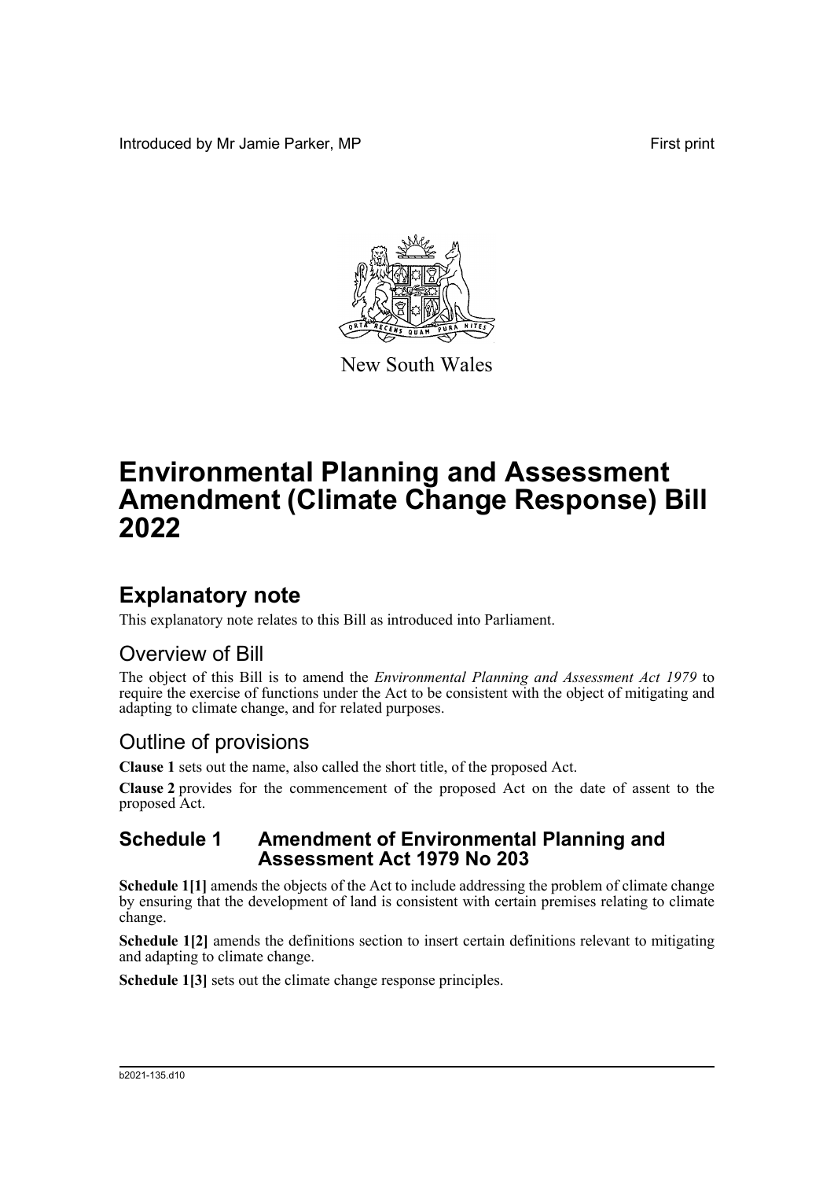Introduced by Mr Jamie Parker, MP First print

New South Wales

# Environmental Planning and Assessment Amendment (Climate Change Response) Bill 2022

## Explanatory note

This explanatory note relates to this Bill as introduced into Parliament.

## Overview of Bill

The object of this Bill is to amend the *Environmental Planning and Assessment Act 1979* to require the exercise of functions under the Act to be consistent with the object of mitigating and adapting to climate change, and for related purposes.

## Outline of provisions

**Clause 1** sets out the name, also called the short title, of the proposed Act.

**Clause 2** provides for the commencement of the proposed Act on the date of assent to the proposed Act.

### Schedule 1 Amendment of Environmental Planning and Assessment Act 1979 No 203

**Schedule 1[1]** amends the objects of the Act to include addressing the problem of climate change by ensuring that the development of land is consistent with certain premises relating to climate change.

**Schedule 1[2]** amends the definitions section to insert certain definitions relevant to mitigating and adapting to climate change.

**Schedule 1[3]** sets out the climate change response principles.

b2021-135.d10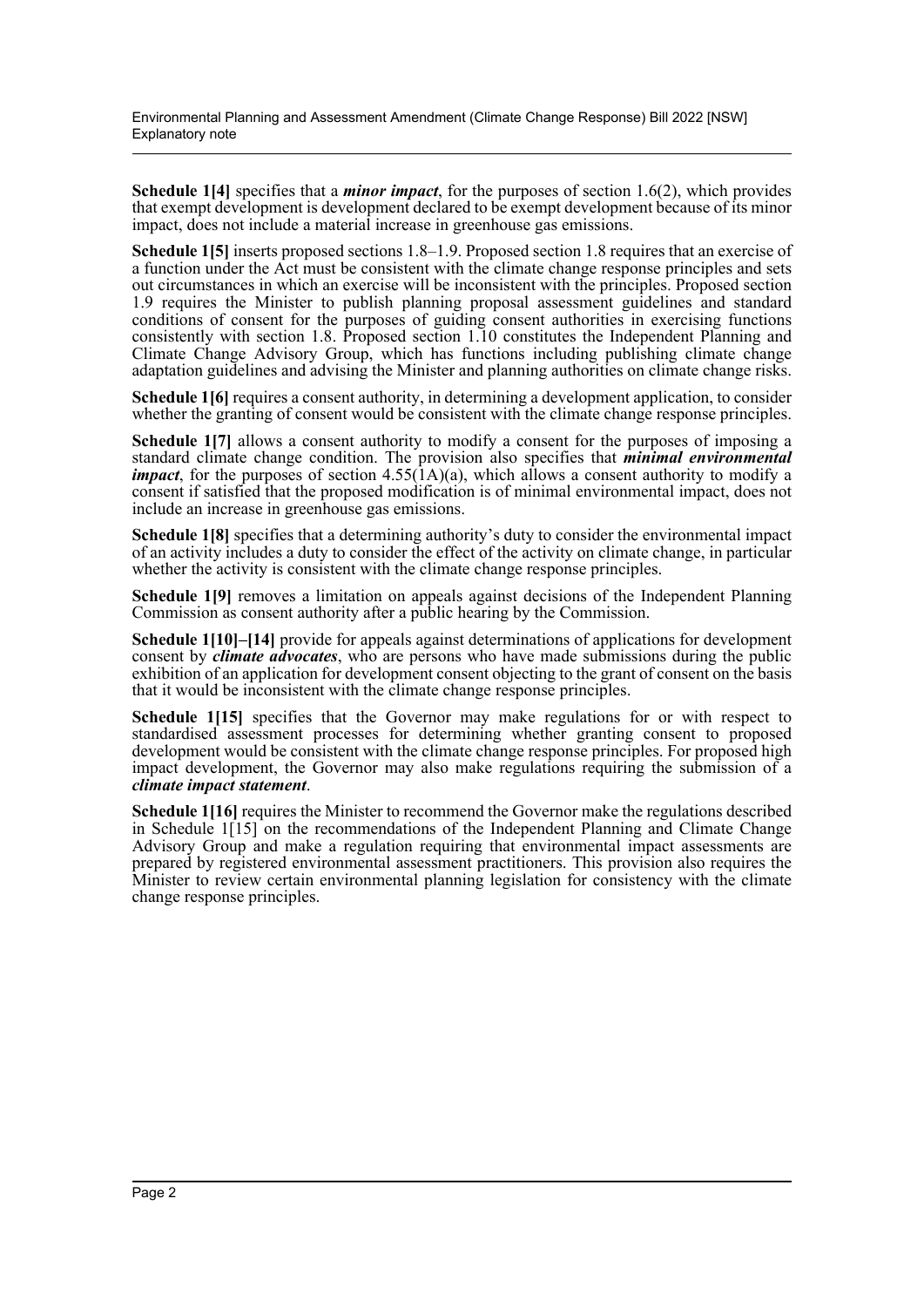**Schedule 1[4]** specifies that a ***minor impact***, for the purposes of section 1.6(2), which provides that exempt development is development declared to be exempt development because of its minor impact, does not include a material increase in greenhouse gas emissions.

**Schedule 1[5]** inserts proposed sections 1.8–1.9. Proposed section 1.8 requires that an exercise of a function under the Act must be consistent with the climate change response principles and sets out circumstances in which an exercise will be inconsistent with the principles. Proposed section 1.9 requires the Minister to publish planning proposal assessment guidelines and standard conditions of consent for the purposes of guiding consent authorities in exercising functions consistently with section 1.8. Proposed section 1.10 constitutes the Independent Planning and Climate Change Advisory Group, which has functions including publishing climate change adaptation guidelines and advising the Minister and planning authorities on climate change risks.

**Schedule 1[6]** requires a consent authority, in determining a development application, to consider whether the granting of consent would be consistent with the climate change response principles.

**Schedule 1[7]** allows a consent authority to modify a consent for the purposes of imposing a standard climate change condition. The provision also specifies that ***minimal environmental impact***, for the purposes of section 4.55(1A)(a), which allows a consent authority to modify a consent if satisfied that the proposed modification is of minimal environmental impact, does not include an increase in greenhouse gas emissions.

**Schedule 1[8]** specifies that a determining authority's duty to consider the environmental impact of an activity includes a duty to consider the effect of the activity on climate change, in particular whether the activity is consistent with the climate change response principles.

**Schedule 1[9]** removes a limitation on appeals against decisions of the Independent Planning Commission as consent authority after a public hearing by the Commission.

**Schedule 1[10]–[14]** provide for appeals against determinations of applications for development consent by ***climate advocates***, who are persons who have made submissions during the public exhibition of an application for development consent objecting to the grant of consent on the basis that it would be inconsistent with the climate change response principles.

**Schedule 1[15]** specifies that the Governor may make regulations for or with respect to standardised assessment processes for determining whether granting consent to proposed development would be consistent with the climate change response principles. For proposed high impact development, the Governor may also make regulations requiring the submission of a ***climate impact statement***.

**Schedule 1[16]** requires the Minister to recommend the Governor make the regulations described in Schedule 1[15] on the recommendations of the Independent Planning and Climate Change Advisory Group and make a regulation requiring that environmental impact assessments are prepared by registered environmental assessment practitioners. This provision also requires the Minister to review certain environmental planning legislation for consistency with the climate change response principles.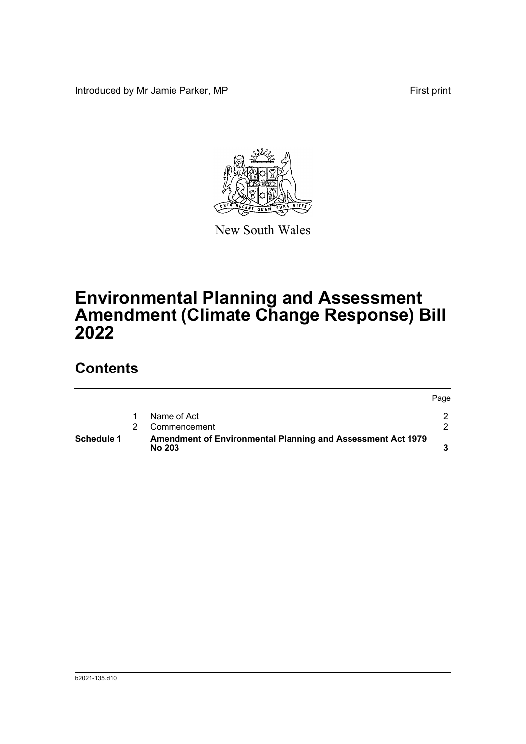Introduced by Mr Jamie Parker, MP

First print

New South Wales

# Environmental Planning and Assessment Amendment (Climate Change Response) Bill 2022

## Contents

| | | | Page |
|---|---|---|---|
| | 1 | Name of Act | 2 |
| | 2 | Commencement | 2 |
| **Schedule 1** | | **Amendment of Environmental Planning and Assessment Act 1979 No 203** | **3** |

b2021-135.d10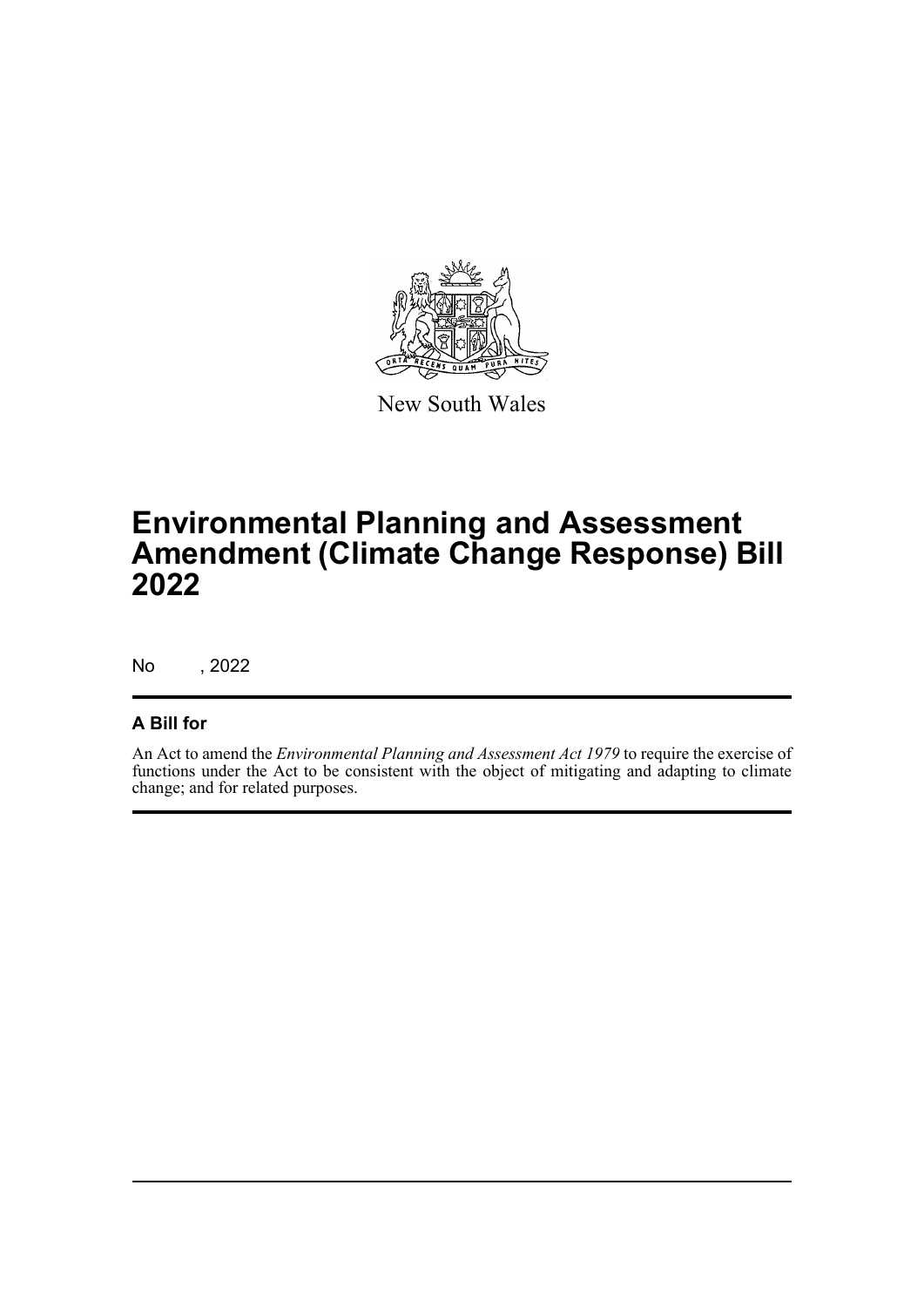New South Wales

# Environmental Planning and Assessment Amendment (Climate Change Response) Bill 2022

No , 2022

## A Bill for

An Act to amend the *Environmental Planning and Assessment Act 1979* to require the exercise of functions under the Act to be consistent with the object of mitigating and adapting to climate change; and for related purposes.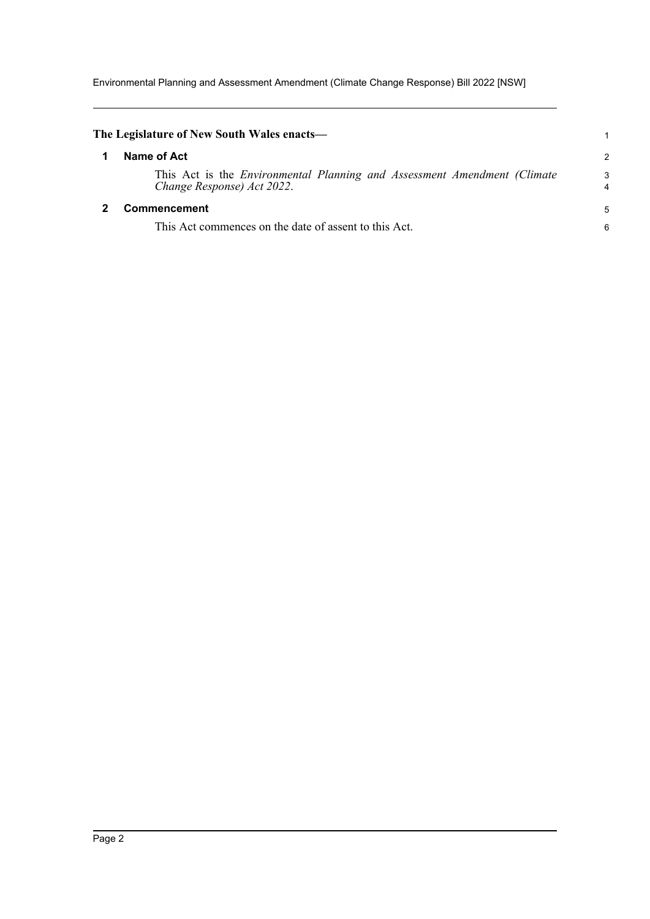**The Legislature of New South Wales enacts—**

## 1 Name of Act

This Act is the *Environmental Planning and Assessment Amendment (Climate Change Response) Act 2022*.

## 2 Commencement

This Act commences on the date of assent to this Act.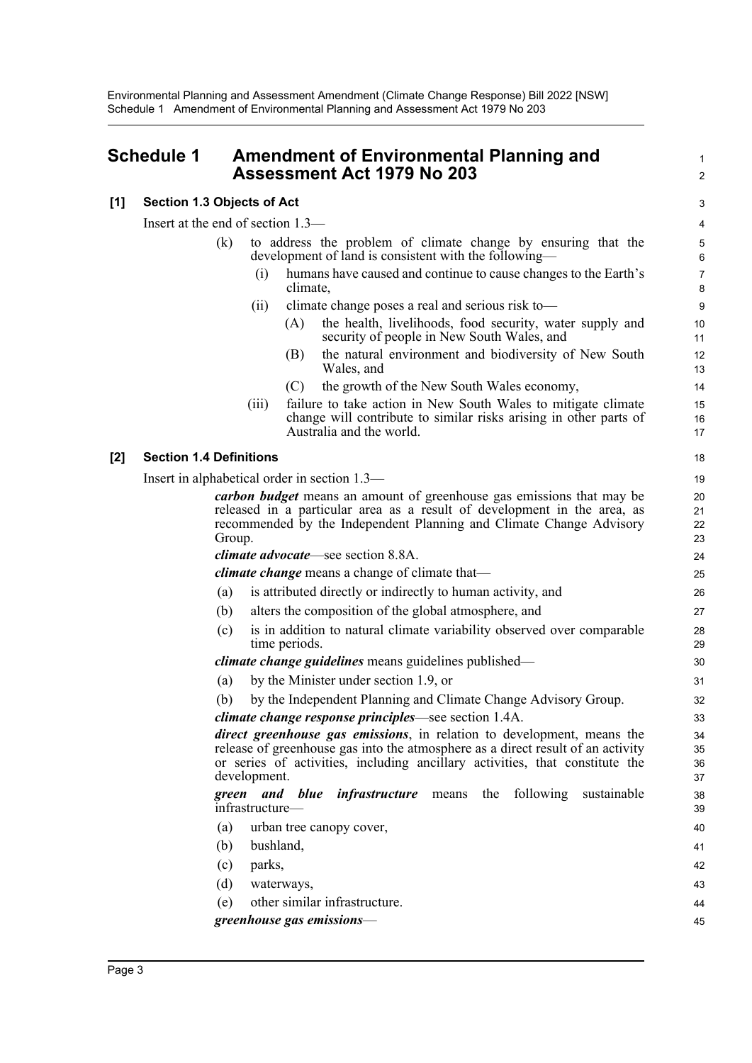## Schedule 1 Amendment of Environmental Planning and Assessment Act 1979 No 203

### [1] Section 1.3 Objects of Act

Insert at the end of section 1.3—

(k) to address the problem of climate change by ensuring that the development of land is consistent with the following—

(i) humans have caused and continue to cause changes to the Earth's climate,

(ii) climate change poses a real and serious risk to—

(A) the health, livelihoods, food security, water supply and security of people in New South Wales, and

(B) the natural environment and biodiversity of New South Wales, and

(C) the growth of the New South Wales economy,

(iii) failure to take action in New South Wales to mitigate climate change will contribute to similar risks arising in other parts of Australia and the world.

### [2] Section 1.4 Definitions

Insert in alphabetical order in section 1.3—

***carbon budget*** means an amount of greenhouse gas emissions that may be released in a particular area as a result of development in the area, as recommended by the Independent Planning and Climate Change Advisory Group.

***climate advocate***—see section 8.8A.

***climate change*** means a change of climate that—

(a) is attributed directly or indirectly to human activity, and

(b) alters the composition of the global atmosphere, and

(c) is in addition to natural climate variability observed over comparable time periods.

***climate change guidelines*** means guidelines published—

(a) by the Minister under section 1.9, or

(b) by the Independent Planning and Climate Change Advisory Group.

***climate change response principles***—see section 1.4A.

***direct greenhouse gas emissions***, in relation to development, means the release of greenhouse gas into the atmosphere as a direct result of an activity or series of activities, including ancillary activities, that constitute the development.

***green and blue infrastructure*** means the following sustainable infrastructure—

(a) urban tree canopy cover,

(b) bushland,

(c) parks,

(d) waterways,

(e) other similar infrastructure.

***greenhouse gas emissions***—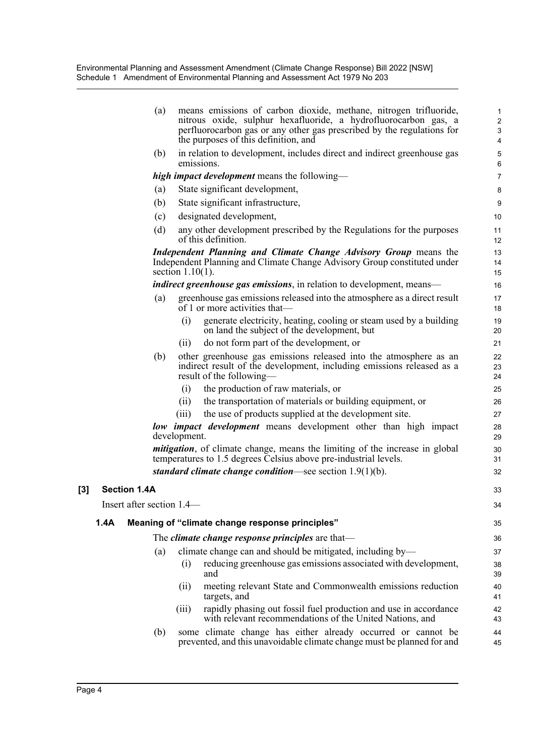(a) means emissions of carbon dioxide, methane, nitrogen trifluoride, nitrous oxide, sulphur hexafluoride, a hydrofluorocarbon gas, a perfluorocarbon gas or any other gas prescribed by the regulations for the purposes of this definition, and

(b) in relation to development, includes direct and indirect greenhouse gas emissions.

***high impact development*** means the following—

(a) State significant development,

(b) State significant infrastructure,

(c) designated development,

(d) any other development prescribed by the Regulations for the purposes of this definition.

***Independent Planning and Climate Change Advisory Group*** means the Independent Planning and Climate Change Advisory Group constituted under section 1.10(1).

***indirect greenhouse gas emissions***, in relation to development, means—

(a) greenhouse gas emissions released into the atmosphere as a direct result of 1 or more activities that—

   (i) generate electricity, heating, cooling or steam used by a building on land the subject of the development, but

   (ii) do not form part of the development, or

(b) other greenhouse gas emissions released into the atmosphere as an indirect result of the development, including emissions released as a result of the following—

   (i) the production of raw materials, or

   (ii) the transportation of materials or building equipment, or

   (iii) the use of products supplied at the development site.

***low impact development*** means development other than high impact development.

***mitigation***, of climate change, means the limiting of the increase in global temperatures to 1.5 degrees Celsius above pre-industrial levels.

***standard climate change condition***—see section 1.9(1)(b).

## [3] Section 1.4A

Insert after section 1.4—

### 1.4A Meaning of "climate change response principles"

The ***climate change response principles*** are that—

(a) climate change can and should be mitigated, including by—

   (i) reducing greenhouse gas emissions associated with development, and

   (ii) meeting relevant State and Commonwealth emissions reduction targets, and

   (iii) rapidly phasing out fossil fuel production and use in accordance with relevant recommendations of the United Nations, and

(b) some climate change has either already occurred or cannot be prevented, and this unavoidable climate change must be planned for and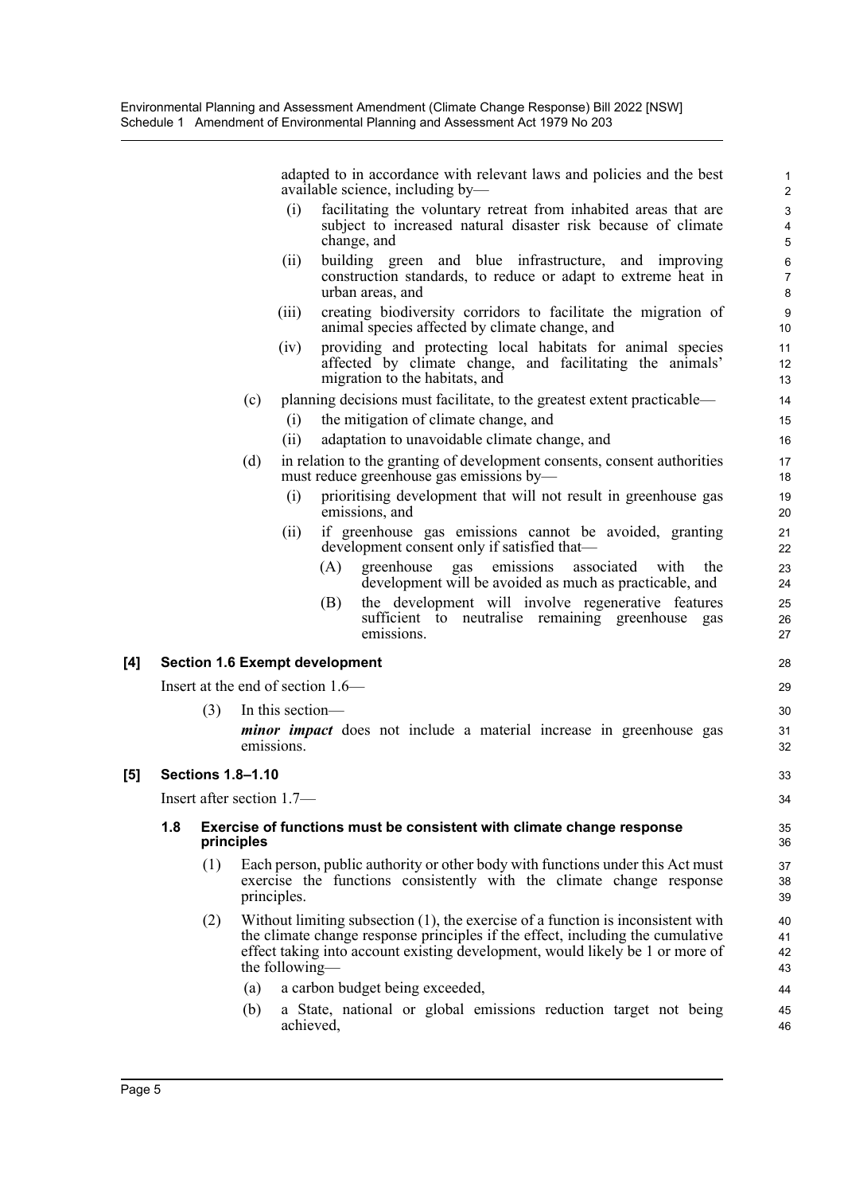adapted to in accordance with relevant laws and policies and the best available science, including by—

- (i) facilitating the voluntary retreat from inhabited areas that are subject to increased natural disaster risk because of climate change, and
- (ii) building green and blue infrastructure, and improving construction standards, to reduce or adapt to extreme heat in urban areas, and
- (iii) creating biodiversity corridors to facilitate the migration of animal species affected by climate change, and
- (iv) providing and protecting local habitats for animal species affected by climate change, and facilitating the animals' migration to the habitats, and

(c) planning decisions must facilitate, to the greatest extent practicable—

- (i) the mitigation of climate change, and
- (ii) adaptation to unavoidable climate change, and

(d) in relation to the granting of development consents, consent authorities must reduce greenhouse gas emissions by—

- (i) prioritising development that will not result in greenhouse gas emissions, and
- (ii) if greenhouse gas emissions cannot be avoided, granting development consent only if satisfied that—
  - (A) greenhouse gas emissions associated with the development will be avoided as much as practicable, and
  - (B) the development will involve regenerative features sufficient to neutralise remaining greenhouse gas emissions.

**[4] Section 1.6 Exempt development**

Insert at the end of section 1.6—

(3) In this section—

***minor impact*** does not include a material increase in greenhouse gas emissions.

**[5] Sections 1.8–1.10**

Insert after section 1.7—

**1.8 Exercise of functions must be consistent with climate change response principles**

(1) Each person, public authority or other body with functions under this Act must exercise the functions consistently with the climate change response principles.

(2) Without limiting subsection (1), the exercise of a function is inconsistent with the climate change response principles if the effect, including the cumulative effect taking into account existing development, would likely be 1 or more of the following—

- (a) a carbon budget being exceeded,
- (b) a State, national or global emissions reduction target not being achieved,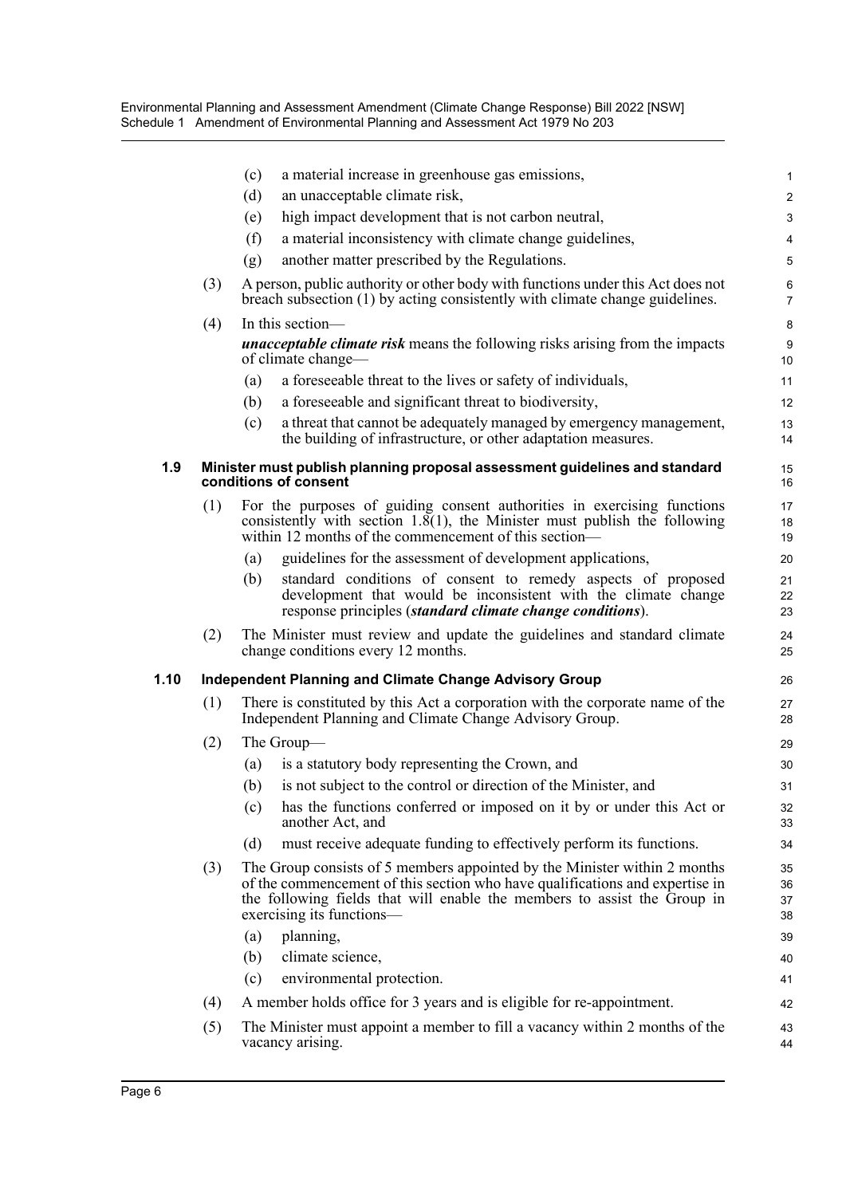(c) a material increase in greenhouse gas emissions,

(d) an unacceptable climate risk,

(e) high impact development that is not carbon neutral,

(f) a material inconsistency with climate change guidelines,

(g) another matter prescribed by the Regulations.

(3) A person, public authority or other body with functions under this Act does not breach subsection (1) by acting consistently with climate change guidelines.

(4) In this section—

***unacceptable climate risk*** means the following risks arising from the impacts of climate change—

(a) a foreseeable threat to the lives or safety of individuals,

(b) a foreseeable and significant threat to biodiversity,

(c) a threat that cannot be adequately managed by emergency management, the building of infrastructure, or other adaptation measures.

### 1.9 Minister must publish planning proposal assessment guidelines and standard conditions of consent

(1) For the purposes of guiding consent authorities in exercising functions consistently with section 1.8(1), the Minister must publish the following within 12 months of the commencement of this section—

(a) guidelines for the assessment of development applications,

(b) standard conditions of consent to remedy aspects of proposed development that would be inconsistent with the climate change response principles (***standard climate change conditions***).

(2) The Minister must review and update the guidelines and standard climate change conditions every 12 months.

### 1.10 Independent Planning and Climate Change Advisory Group

(1) There is constituted by this Act a corporation with the corporate name of the Independent Planning and Climate Change Advisory Group.

(2) The Group—

(a) is a statutory body representing the Crown, and

(b) is not subject to the control or direction of the Minister, and

(c) has the functions conferred or imposed on it by or under this Act or another Act, and

(d) must receive adequate funding to effectively perform its functions.

(3) The Group consists of 5 members appointed by the Minister within 2 months of the commencement of this section who have qualifications and expertise in the following fields that will enable the members to assist the Group in exercising its functions—

(a) planning,

(b) climate science,

(c) environmental protection.

(4) A member holds office for 3 years and is eligible for re-appointment.

(5) The Minister must appoint a member to fill a vacancy within 2 months of the vacancy arising.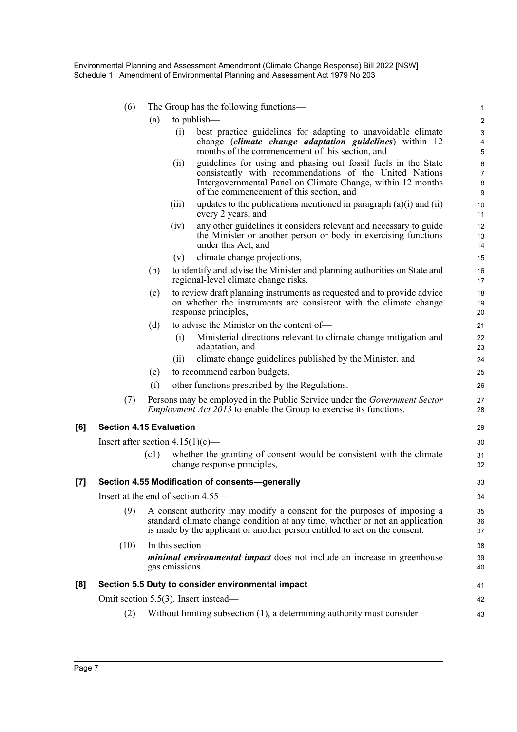(6) The Group has the following functions—

(a) to publish—

(i) best practice guidelines for adapting to unavoidable climate change (***climate change adaptation guidelines***) within 12 months of the commencement of this section, and

(ii) guidelines for using and phasing out fossil fuels in the State consistently with recommendations of the United Nations Intergovernmental Panel on Climate Change, within 12 months of the commencement of this section, and

(iii) updates to the publications mentioned in paragraph (a)(i) and (ii) every 2 years, and

(iv) any other guidelines it considers relevant and necessary to guide the Minister or another person or body in exercising functions under this Act, and

(v) climate change projections,

(b) to identify and advise the Minister and planning authorities on State and regional-level climate change risks,

(c) to review draft planning instruments as requested and to provide advice on whether the instruments are consistent with the climate change response principles,

(d) to advise the Minister on the content of—

(i) Ministerial directions relevant to climate change mitigation and adaptation, and

(ii) climate change guidelines published by the Minister, and

(e) to recommend carbon budgets,

(f) other functions prescribed by the Regulations.

(7) Persons may be employed in the Public Service under the *Government Sector Employment Act 2013* to enable the Group to exercise its functions.

### [6] Section 4.15 Evaluation

Insert after section 4.15(1)(c)—

(c1) whether the granting of consent would be consistent with the climate change response principles,

### [7] Section 4.55 Modification of consents—generally

Insert at the end of section 4.55—

(9) A consent authority may modify a consent for the purposes of imposing a standard climate change condition at any time, whether or not an application is made by the applicant or another person entitled to act on the consent.

(10) In this section—

***minimal environmental impact*** does not include an increase in greenhouse gas emissions.

### [8] Section 5.5 Duty to consider environmental impact

Omit section 5.5(3). Insert instead—

(2) Without limiting subsection (1), a determining authority must consider—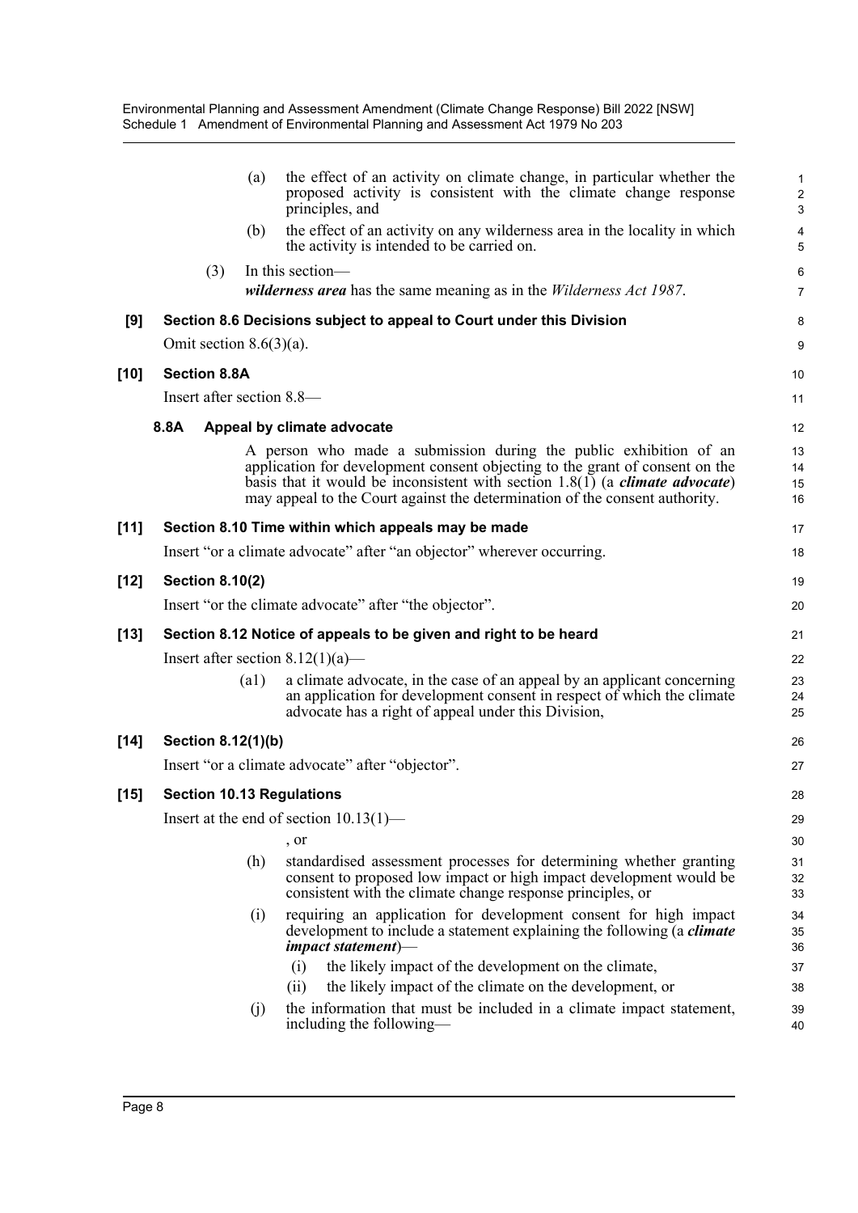(a) the effect of an activity on climate change, in particular whether the proposed activity is consistent with the climate change response principles, and

(b) the effect of an activity on any wilderness area in the locality in which the activity is intended to be carried on.

(3) In this section—

***wilderness area*** has the same meaning as in the *Wilderness Act 1987*.

**[9] Section 8.6 Decisions subject to appeal to Court under this Division**

Omit section 8.6(3)(a).

**[10] Section 8.8A**

Insert after section 8.8—

**8.8A Appeal by climate advocate**

A person who made a submission during the public exhibition of an application for development consent objecting to the grant of consent on the basis that it would be inconsistent with section 1.8(1) (a ***climate advocate***) may appeal to the Court against the determination of the consent authority.

**[11] Section 8.10 Time within which appeals may be made**

Insert "or a climate advocate" after "an objector" wherever occurring.

**[12] Section 8.10(2)**

Insert "or the climate advocate" after "the objector".

**[13] Section 8.12 Notice of appeals to be given and right to be heard**

Insert after section 8.12(1)(a)—

(a1) a climate advocate, in the case of an appeal by an applicant concerning an application for development consent in respect of which the climate advocate has a right of appeal under this Division,

**[14] Section 8.12(1)(b)**

Insert "or a climate advocate" after "objector".

**[15] Section 10.13 Regulations**

Insert at the end of section 10.13(1)—

, or

(h) standardised assessment processes for determining whether granting consent to proposed low impact or high impact development would be consistent with the climate change response principles, or

(i) requiring an application for development consent for high impact development to include a statement explaining the following (a ***climate impact statement***)—

(i) the likely impact of the development on the climate,

(ii) the likely impact of the climate on the development, or

(j) the information that must be included in a climate impact statement, including the following—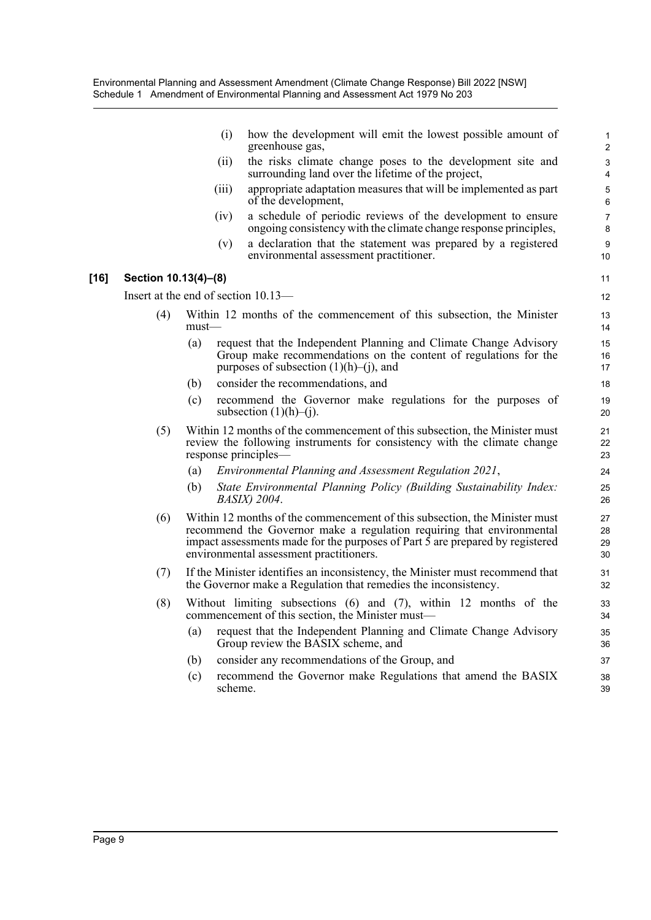(i) how the development will emit the lowest possible amount of greenhouse gas,

(ii) the risks climate change poses to the development site and surrounding land over the lifetime of the project,

(iii) appropriate adaptation measures that will be implemented as part of the development,

(iv) a schedule of periodic reviews of the development to ensure ongoing consistency with the climate change response principles,

(v) a declaration that the statement was prepared by a registered environmental assessment practitioner.

**[16] Section 10.13(4)–(8)**

Insert at the end of section 10.13—

(4) Within 12 months of the commencement of this subsection, the Minister must—

(a) request that the Independent Planning and Climate Change Advisory Group make recommendations on the content of regulations for the purposes of subsection (1)(h)–(j), and

(b) consider the recommendations, and

(c) recommend the Governor make regulations for the purposes of subsection (1)(h)–(j).

(5) Within 12 months of the commencement of this subsection, the Minister must review the following instruments for consistency with the climate change response principles—

(a) *Environmental Planning and Assessment Regulation 2021*,

(b) *State Environmental Planning Policy (Building Sustainability Index: BASIX) 2004*.

(6) Within 12 months of the commencement of this subsection, the Minister must recommend the Governor make a regulation requiring that environmental impact assessments made for the purposes of Part 5 are prepared by registered environmental assessment practitioners.

(7) If the Minister identifies an inconsistency, the Minister must recommend that the Governor make a Regulation that remedies the inconsistency.

(8) Without limiting subsections (6) and (7), within 12 months of the commencement of this section, the Minister must—

(a) request that the Independent Planning and Climate Change Advisory Group review the BASIX scheme, and

(b) consider any recommendations of the Group, and

(c) recommend the Governor make Regulations that amend the BASIX scheme.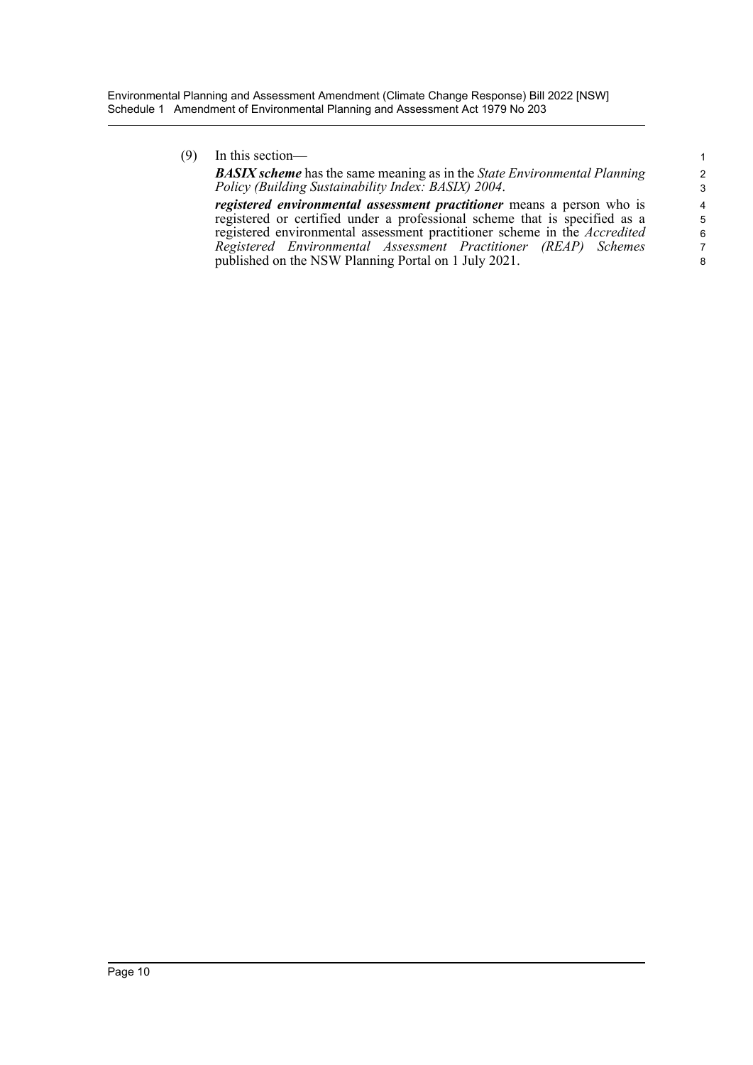(9) In this section—

***BASIX scheme*** has the same meaning as in the *State Environmental Planning Policy (Building Sustainability Index: BASIX) 2004*.

***registered environmental assessment practitioner*** means a person who is registered or certified under a professional scheme that is specified as a registered environmental assessment practitioner scheme in the *Accredited Registered Environmental Assessment Practitioner (REAP) Schemes* published on the NSW Planning Portal on 1 July 2021.